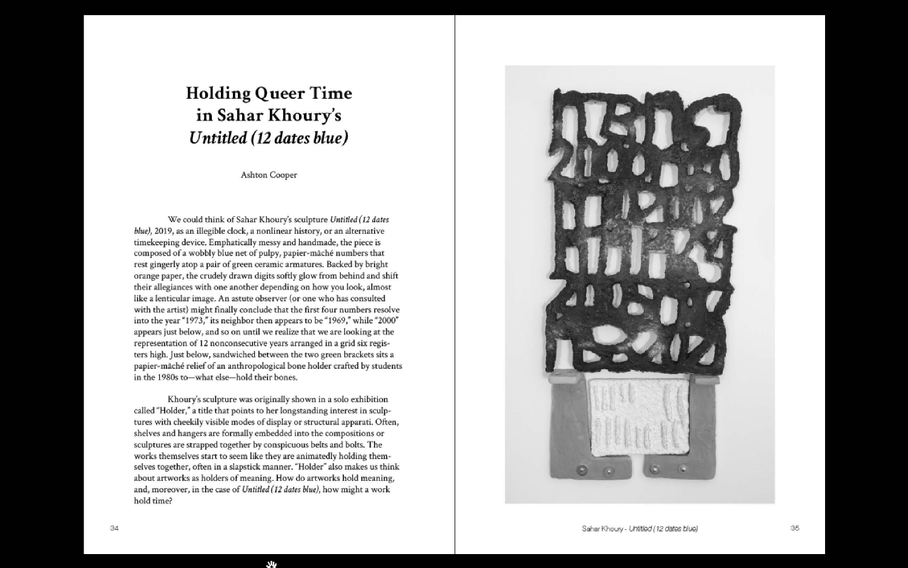# Holding Queer Time in Sahar Khoury's *Untitled (12 dates blue)*

Ashton Cooper

We could think of Sahar Khoury's sculpture *Untitled (12 dates blue)*, 2019, as an illegible clock, a nonlinear history, or an alternative timekeeping device. Emphatically messy and handmade, the piece is composed of a wobbly blue net of pulpy, papier-mâché numbers that rest gingerly atop a pair of green ceramic armatures. Backed by bright orange paper, the crudely drawn digits softly glow from behind and shift their allegiances with one another depending on how you look, almost like a lenticular image. An astute observer (or one who has consulted with the artist) might finally conclude that the first four numbers resolve into the year "1973," its neighbor then appears to be "1969," while "2000" appears just below, and so on until we realize that we are looking at the representation of 12 nonconsecutive years arranged in a grid six registers high. Just below, sandwiched between the two green brackets sits a papier-mâché relief of an anthropological bone holder crafted by students in the 1980s to—what else—hold their bones.

Khoury's sculpture was originally shown in a solo exhibition called "Holder," a title that points to her longstanding interest in sculptures with cheekily visible modes of display or structural apparati. Often, shelves and hangers are formally embedded into the compositions or sculptures are strapped together by conspicuous belts and bolts. The works themselves start to seem like they are animatedly holding themselves together, often in a slapstick manner. "Holder" also makes us think about artworks as holders of meaning. How do artworks hold meaning, and, moreover, in the case of *Untitled (12 dates blue)*, how might a work hold time?

Sahar Khoury - *Untitled (12 dates blue)*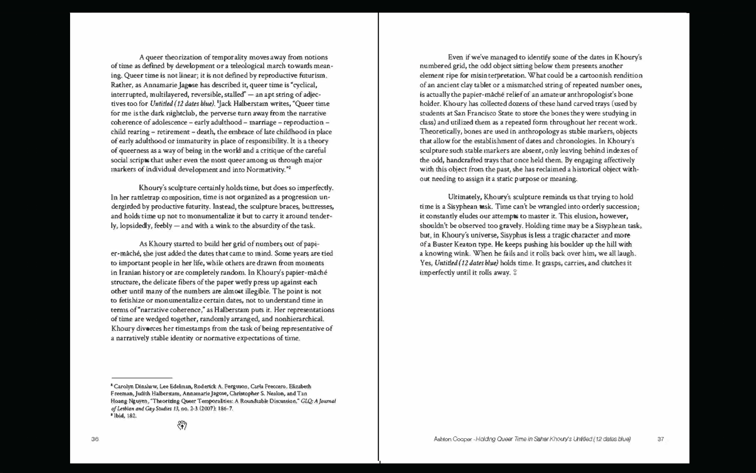A queer theorization of temporality moves away from notions of time as defined by development or a teleological march towards meaning. Queer time is not linear; it is not defined by reproductive futurism. Rather, as Annamarie Jagose has described it, queer time is "cyclical, interrupted, multilayered, reversible, stalled" — an apt string of adjectives too for *Untitled (12 dates blue)*.[1] Jack Halberstam writes, "Queer time for me is the dark nightclub, the perverse turn away from the narrative coherence of adolescence – early adulthood – marriage – reproduction – child rearing – retirement – death, the embrace of late childhood in place of early adulthood or immaturity in place of responsibility. It is a theory of queerness as a way of being in the world and a critique of the careful social scripts that usher even the most queer among us through major markers of individual development and into Normativity."[2]

Khoury's sculpture certainly holds time, but does so imperfectly. In her rattletrap composition, time is not organized as a progression undergirded by productive futurity. Instead, the sculpture braces, buttresses, and holds time up not to monumentalize it but to carry it around tenderly, lopsidedly, feebly — and with a wink to the absurdity of the task.

As Khoury started to build her grid of numbers out of papier-mâché, she just added the dates that came to mind. Some years are tied to important people in her life, while others are drawn from moments in Iranian history or are completely random. In Khoury's papier-mâché structure, the delicate fibers of the paper wetly press up against each other until many of the numbers are almost illegible. The point is not to fetishize or monumentalize certain dates, not to understand time in terms of "narrative coherence," as Halberstam puts it. Her representations of time are wedged together, randomly arranged, and nonhierarchical. Khoury divorces her timestamps from the task of being representative of a narratively stable identity or normative expectations of time.

[1] Carolyn Dinshaw, Lee Edelman, Roderick A. Ferguson, Carla Freccero, Elizabeth Freeman, Judith Halberstam, Annamarie Jagose, Christopher S. Nealon, and Tan Hoang Nguyen, "Theorizing Queer Temporalities: A Roundtable Discussion," *GLQ: A Journal of Lesbian and Gay Studies 13*, no. 2-3 (2007): 186-7.
[2] Ibid, 182.

Even if we've managed to identify some of the dates in Khoury's numbered grid, the odd object sitting below them presents another element ripe for misinterpretation. What could be a cartoonish rendition of an ancient clay tablet or a mismatched string of repeated number ones, is actually the papier-mâché relief of an amateur anthropologist's bone holder. Khoury has collected dozens of these hand carved trays (used by students at San Francisco State to store the bones they were studying in class) and utilized them as a repeated form throughout her recent work. Theoretically, bones are used in anthropology as stable markers, objects that allow for the establishment of dates and chronologies. In Khoury's sculpture such stable markers are absent, only leaving behind indexes of the odd, handcrafted trays that once held them. By engaging affectively with this object from the past, she has reclaimed a historical object without needing to assign it a static purpose or meaning.

Ultimately, Khoury's sculpture reminds us that trying to hold time is a Sisyphean task. Time can't be wrangled into orderly succession; it constantly eludes our attempts to master it. This elusion, however, shouldn't be observed too gravely. Holding time may be a Sisyphean task, but, in Khoury's universe, Sisyphus is less a tragic character and more of a Buster Keaton type. He keeps pushing his boulder up the hill with a knowing wink. When he fails and it rolls back over him, we all laugh. Yes, *Untitled (12 dates blue)* holds time. It grasps, carries, and clutches it imperfectly until it rolls away.